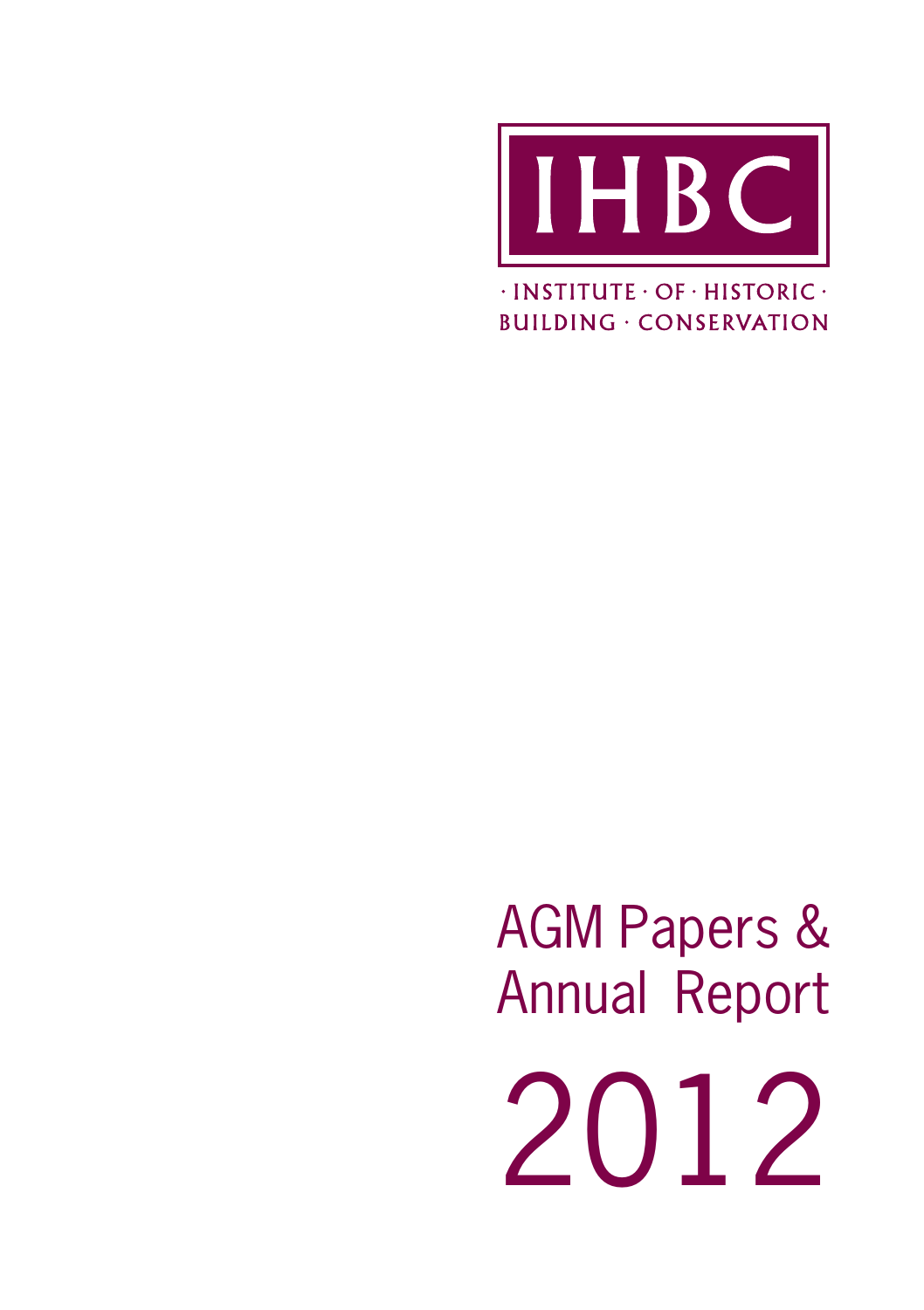IHBC

· INSTITUTE · OF · HISTORIC ·
BUILDING · CONSERVATION

# AGM Papers & Annual Report

# 2012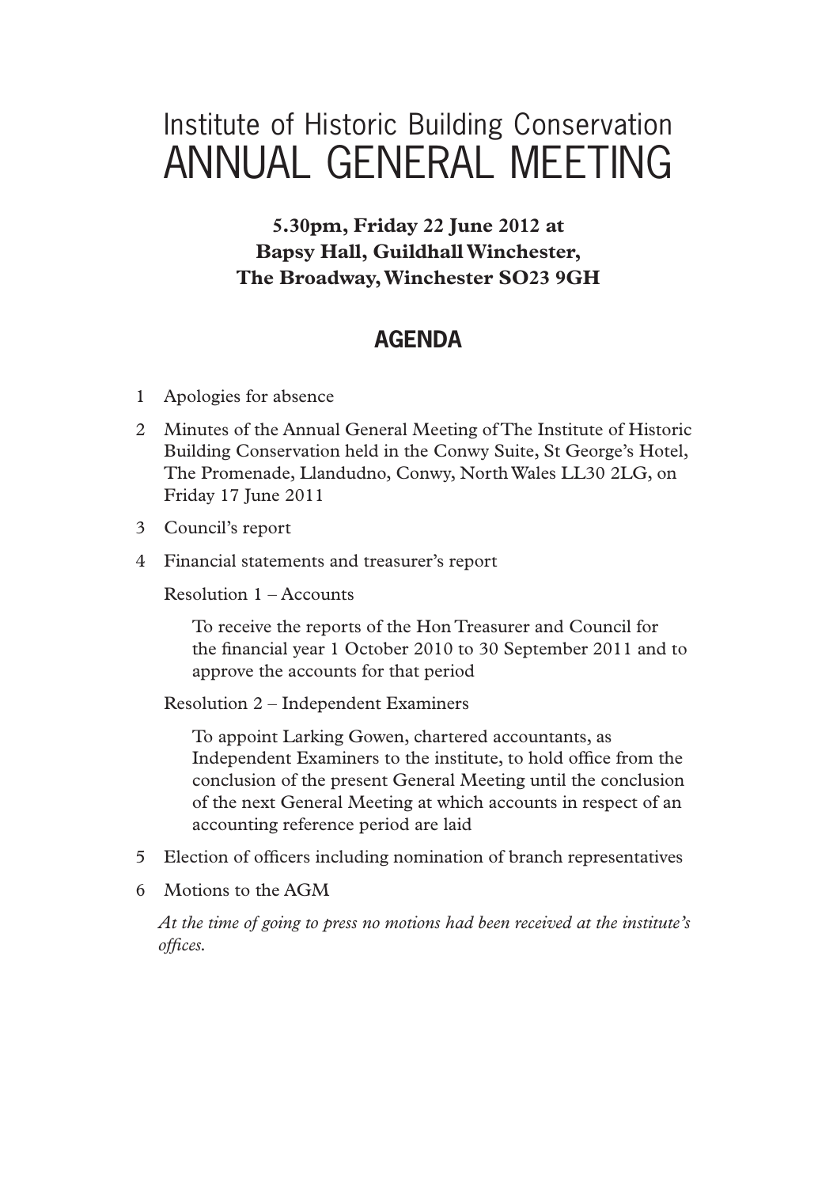# Institute of Historic Building Conservation
# ANNUAL GENERAL MEETING

**5.30pm, Friday 22 June 2012 at**
**Bapsy Hall, Guildhall Winchester,**
**The Broadway, Winchester SO23 9GH**

## AGENDA

1 Apologies for absence

2 Minutes of the Annual General Meeting of The Institute of Historic Building Conservation held in the Conwy Suite, St George's Hotel, The Promenade, Llandudno, Conwy, North Wales LL30 2LG, on Friday 17 June 2011

3 Council's report

4 Financial statements and treasurer's report

   Resolution 1 – Accounts

   To receive the reports of the Hon Treasurer and Council for the financial year 1 October 2010 to 30 September 2011 and to approve the accounts for that period

   Resolution 2 – Independent Examiners

   To appoint Larking Gowen, chartered accountants, as Independent Examiners to the institute, to hold office from the conclusion of the present General Meeting until the conclusion of the next General Meeting at which accounts in respect of an accounting reference period are laid

5 Election of officers including nomination of branch representatives

6 Motions to the AGM

*At the time of going to press no motions had been received at the institute's offices.*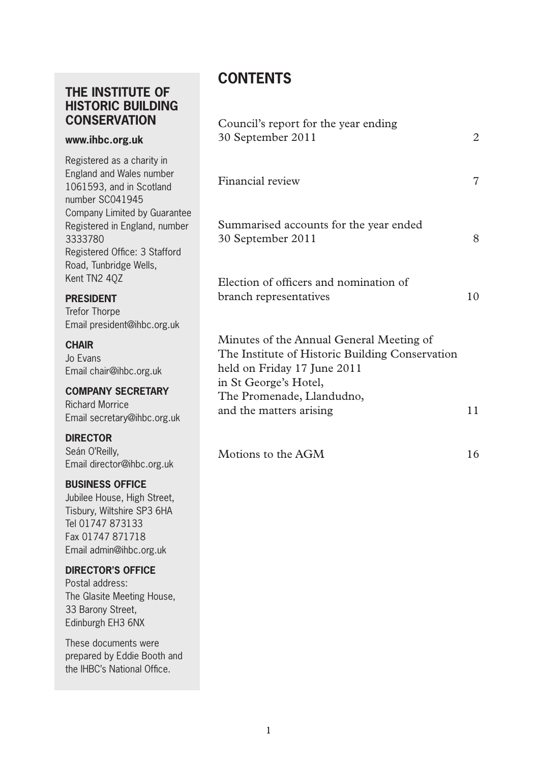## THE INSTITUTE OF HISTORIC BUILDING CONSERVATION

**www.ihbc.org.uk**

Registered as a charity in England and Wales number 1061593, and in Scotland number SC041945
Company Limited by Guarantee Registered in England, number 3333780
Registered Office: 3 Stafford Road, Tunbridge Wells, Kent TN2 4QZ

**PRESIDENT**
Trefor Thorpe
Email president@ihbc.org.uk

**CHAIR**
Jo Evans
Email chair@ihbc.org.uk

**COMPANY SECRETARY**
Richard Morrice
Email secretary@ihbc.org.uk

**DIRECTOR**
Seán O'Reilly,
Email director@ihbc.org.uk

**BUSINESS OFFICE**
Jubilee House, High Street, Tisbury, Wiltshire SP3 6HA
Tel 01747 873133
Fax 01747 871718
Email admin@ihbc.org.uk

**DIRECTOR'S OFFICE**
Postal address:
The Glasite Meeting House, 33 Barony Street, Edinburgh EH3 6NX

These documents were prepared by Eddie Booth and the IHBC's National Office.

# CONTENTS

| | |
|---|---|
| Council's report for the year ending 30 September 2011 | 2 |
| Financial review | 7 |
| Summarised accounts for the year ended 30 September 2011 | 8 |
| Election of officers and nomination of branch representatives | 10 |
| Minutes of the Annual General Meeting of The Institute of Historic Building Conservation held on Friday 17 June 2011 in St George's Hotel, The Promenade, Llandudno, and the matters arising | 11 |
| Motions to the AGM | 16 |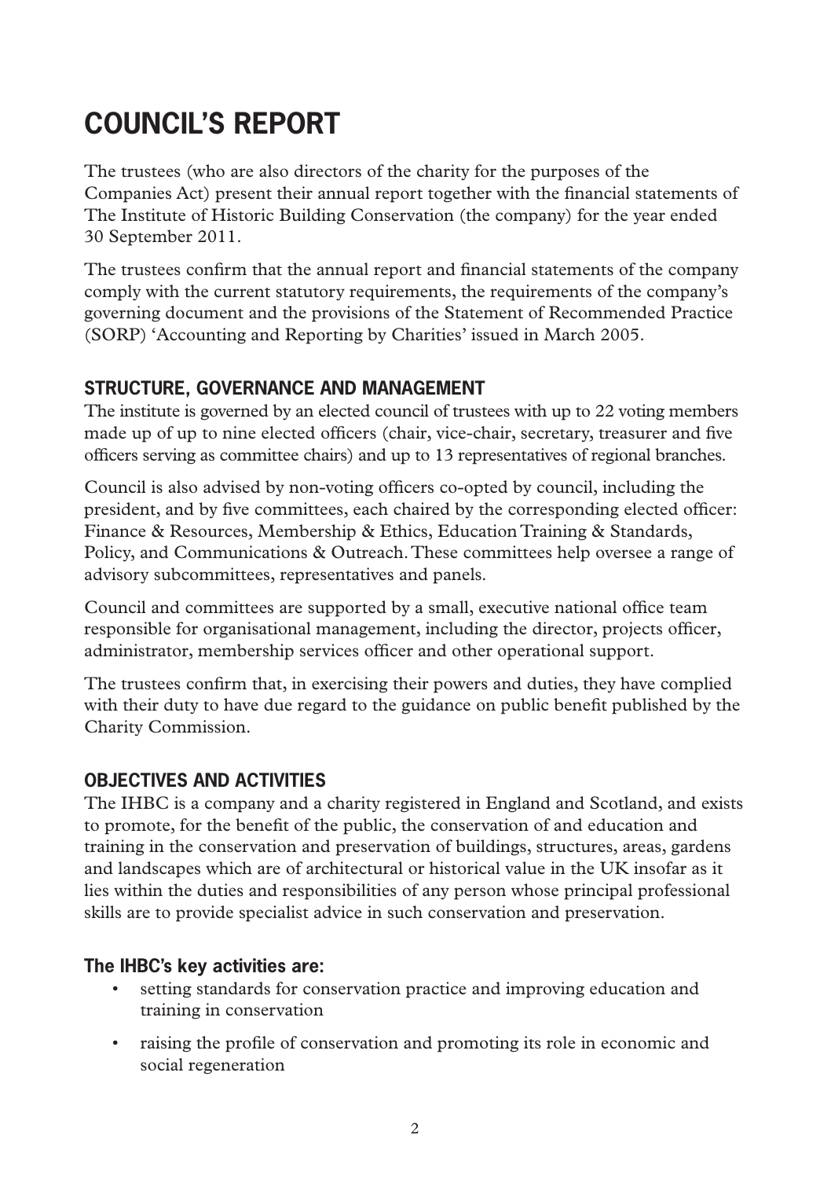# COUNCIL'S REPORT

The trustees (who are also directors of the charity for the purposes of the Companies Act) present their annual report together with the financial statements of The Institute of Historic Building Conservation (the company) for the year ended 30 September 2011.

The trustees confirm that the annual report and financial statements of the company comply with the current statutory requirements, the requirements of the company's governing document and the provisions of the Statement of Recommended Practice (SORP) 'Accounting and Reporting by Charities' issued in March 2005.

## STRUCTURE, GOVERNANCE AND MANAGEMENT

The institute is governed by an elected council of trustees with up to 22 voting members made up of up to nine elected officers (chair, vice-chair, secretary, treasurer and five officers serving as committee chairs) and up to 13 representatives of regional branches.

Council is also advised by non-voting officers co-opted by council, including the president, and by five committees, each chaired by the corresponding elected officer: Finance & Resources, Membership & Ethics, Education Training & Standards, Policy, and Communications & Outreach. These committees help oversee a range of advisory subcommittees, representatives and panels.

Council and committees are supported by a small, executive national office team responsible for organisational management, including the director, projects officer, administrator, membership services officer and other operational support.

The trustees confirm that, in exercising their powers and duties, they have complied with their duty to have due regard to the guidance on public benefit published by the Charity Commission.

## OBJECTIVES AND ACTIVITIES

The IHBC is a company and a charity registered in England and Scotland, and exists to promote, for the benefit of the public, the conservation of and education and training in the conservation and preservation of buildings, structures, areas, gardens and landscapes which are of architectural or historical value in the UK insofar as it lies within the duties and responsibilities of any person whose principal professional skills are to provide specialist advice in such conservation and preservation.

### The IHBC's key activities are:

- setting standards for conservation practice and improving education and training in conservation
- raising the profile of conservation and promoting its role in economic and social regeneration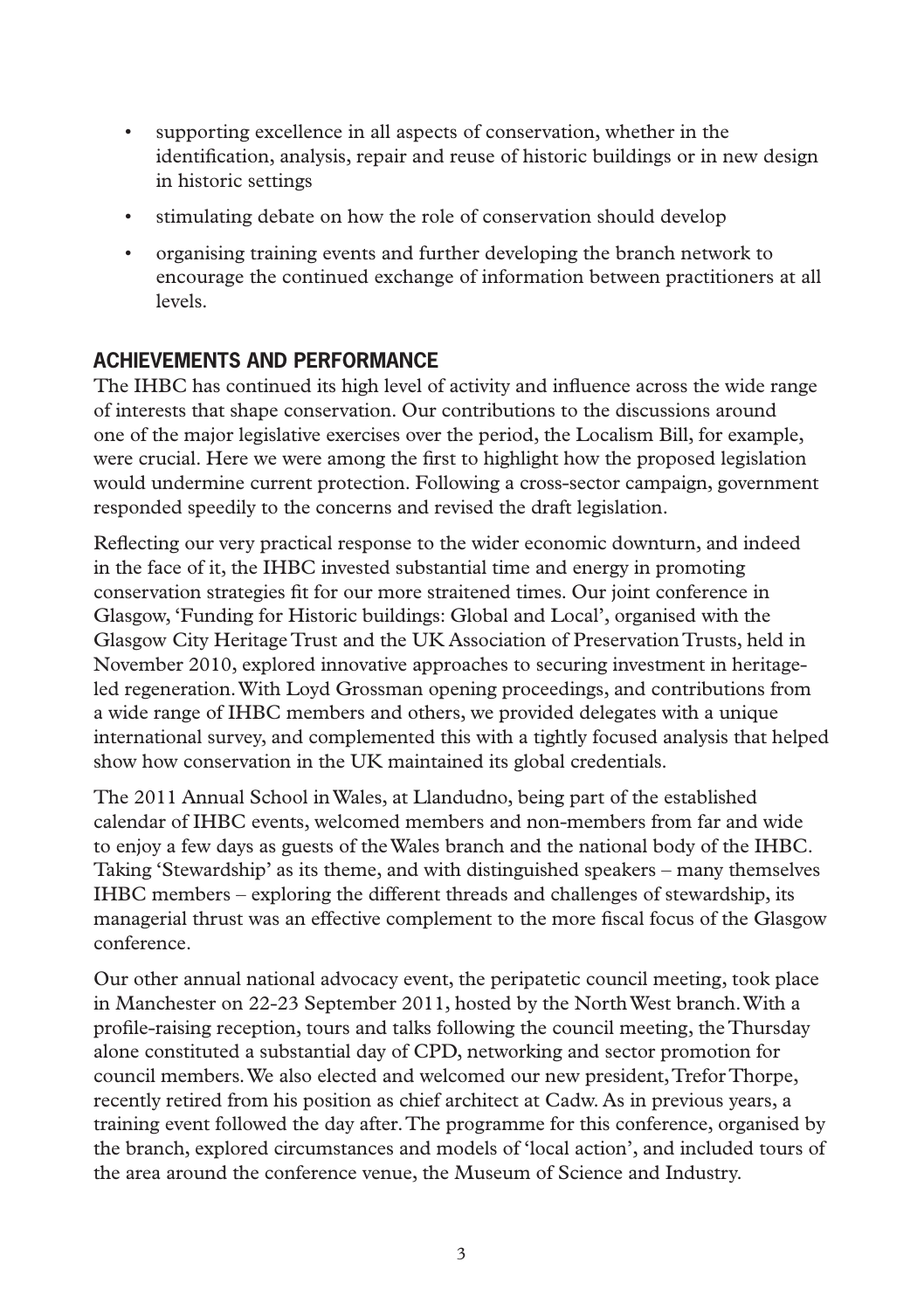- supporting excellence in all aspects of conservation, whether in the identification, analysis, repair and reuse of historic buildings or in new design in historic settings
- stimulating debate on how the role of conservation should develop
- organising training events and further developing the branch network to encourage the continued exchange of information between practitioners at all levels.

## ACHIEVEMENTS AND PERFORMANCE

The IHBC has continued its high level of activity and influence across the wide range of interests that shape conservation. Our contributions to the discussions around one of the major legislative exercises over the period, the Localism Bill, for example, were crucial. Here we were among the first to highlight how the proposed legislation would undermine current protection. Following a cross-sector campaign, government responded speedily to the concerns and revised the draft legislation.

Reflecting our very practical response to the wider economic downturn, and indeed in the face of it, the IHBC invested substantial time and energy in promoting conservation strategies fit for our more straitened times. Our joint conference in Glasgow, 'Funding for Historic buildings: Global and Local', organised with the Glasgow City Heritage Trust and the UK Association of Preservation Trusts, held in November 2010, explored innovative approaches to securing investment in heritage-led regeneration. With Loyd Grossman opening proceedings, and contributions from a wide range of IHBC members and others, we provided delegates with a unique international survey, and complemented this with a tightly focused analysis that helped show how conservation in the UK maintained its global credentials.

The 2011 Annual School in Wales, at Llandudno, being part of the established calendar of IHBC events, welcomed members and non-members from far and wide to enjoy a few days as guests of the Wales branch and the national body of the IHBC. Taking 'Stewardship' as its theme, and with distinguished speakers – many themselves IHBC members – exploring the different threads and challenges of stewardship, its managerial thrust was an effective complement to the more fiscal focus of the Glasgow conference.

Our other annual national advocacy event, the peripatetic council meeting, took place in Manchester on 22-23 September 2011, hosted by the North West branch. With a profile-raising reception, tours and talks following the council meeting, the Thursday alone constituted a substantial day of CPD, networking and sector promotion for council members. We also elected and welcomed our new president, Trefor Thorpe, recently retired from his position as chief architect at Cadw. As in previous years, a training event followed the day after. The programme for this conference, organised by the branch, explored circumstances and models of 'local action', and included tours of the area around the conference venue, the Museum of Science and Industry.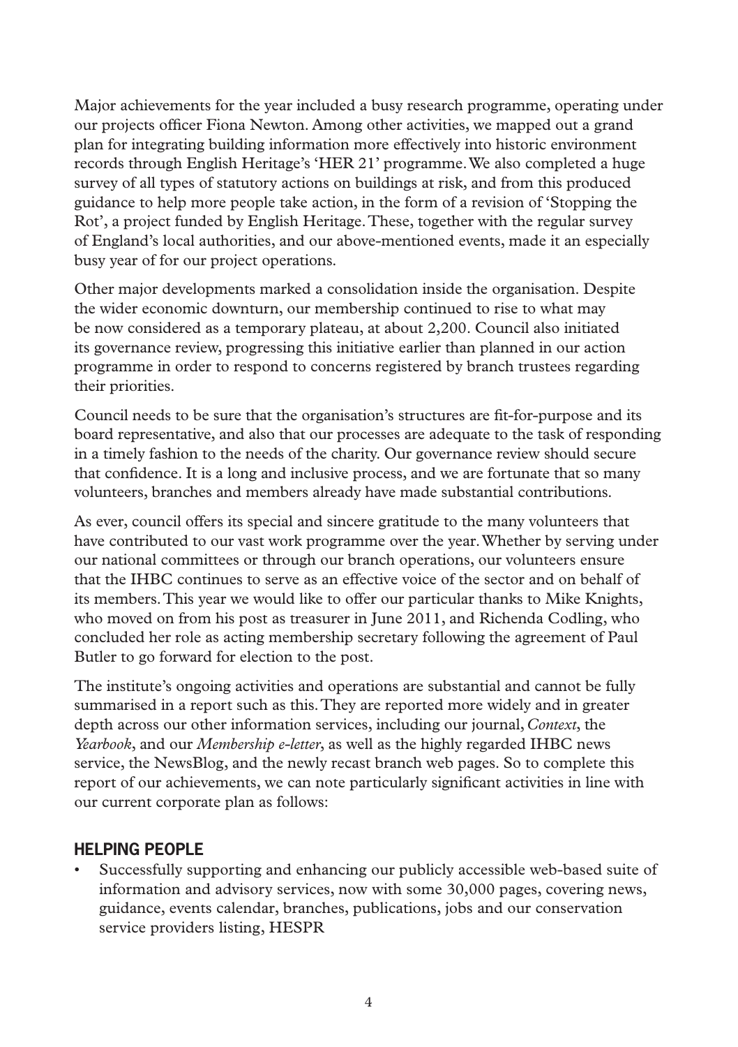Major achievements for the year included a busy research programme, operating under our projects officer Fiona Newton. Among other activities, we mapped out a grand plan for integrating building information more effectively into historic environment records through English Heritage's 'HER 21' programme. We also completed a huge survey of all types of statutory actions on buildings at risk, and from this produced guidance to help more people take action, in the form of a revision of 'Stopping the Rot', a project funded by English Heritage. These, together with the regular survey of England's local authorities, and our above-mentioned events, made it an especially busy year of for our project operations.

Other major developments marked a consolidation inside the organisation. Despite the wider economic downturn, our membership continued to rise to what may be now considered as a temporary plateau, at about 2,200. Council also initiated its governance review, progressing this initiative earlier than planned in our action programme in order to respond to concerns registered by branch trustees regarding their priorities.

Council needs to be sure that the organisation's structures are fit-for-purpose and its board representative, and also that our processes are adequate to the task of responding in a timely fashion to the needs of the charity. Our governance review should secure that confidence. It is a long and inclusive process, and we are fortunate that so many volunteers, branches and members already have made substantial contributions.

As ever, council offers its special and sincere gratitude to the many volunteers that have contributed to our vast work programme over the year. Whether by serving under our national committees or through our branch operations, our volunteers ensure that the IHBC continues to serve as an effective voice of the sector and on behalf of its members. This year we would like to offer our particular thanks to Mike Knights, who moved on from his post as treasurer in June 2011, and Richenda Codling, who concluded her role as acting membership secretary following the agreement of Paul Butler to go forward for election to the post.

The institute's ongoing activities and operations are substantial and cannot be fully summarised in a report such as this. They are reported more widely and in greater depth across our other information services, including our journal, *Context*, the *Yearbook*, and our *Membership e-letter*, as well as the highly regarded IHBC news service, the NewsBlog, and the newly recast branch web pages. So to complete this report of our achievements, we can note particularly significant activities in line with our current corporate plan as follows:

## HELPING PEOPLE

- Successfully supporting and enhancing our publicly accessible web-based suite of information and advisory services, now with some 30,000 pages, covering news, guidance, events calendar, branches, publications, jobs and our conservation service providers listing, HESPR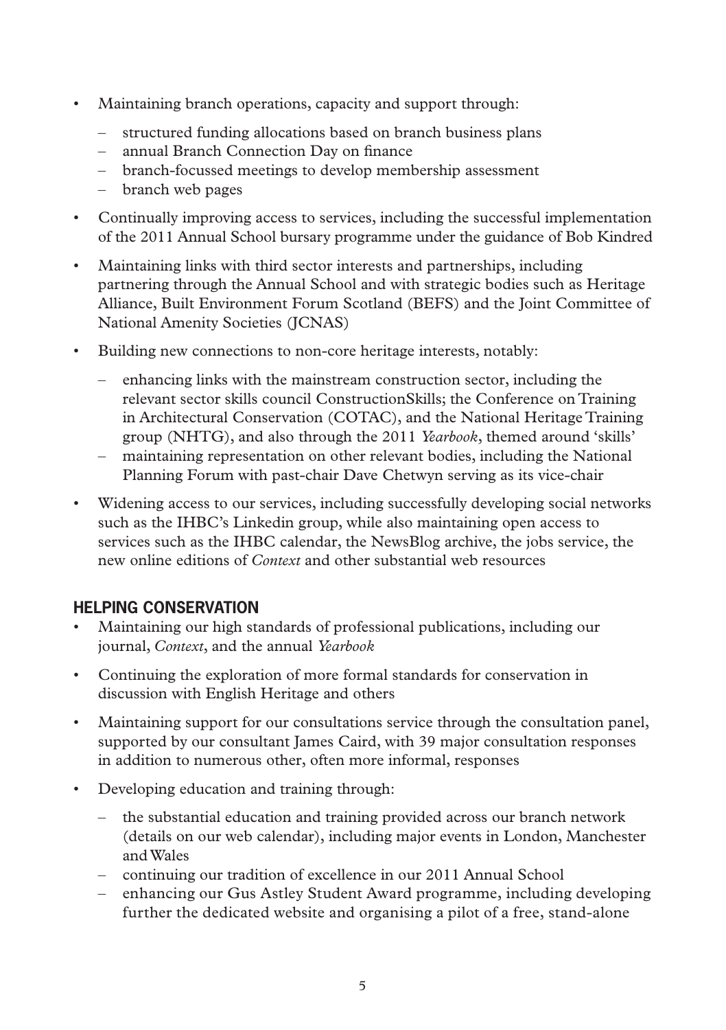- Maintaining branch operations, capacity and support through:
  - structured funding allocations based on branch business plans
  - annual Branch Connection Day on finance
  - branch-focussed meetings to develop membership assessment
  - branch web pages
- Continually improving access to services, including the successful implementation of the 2011 Annual School bursary programme under the guidance of Bob Kindred
- Maintaining links with third sector interests and partnerships, including partnering through the Annual School and with strategic bodies such as Heritage Alliance, Built Environment Forum Scotland (BEFS) and the Joint Committee of National Amenity Societies (JCNAS)
- Building new connections to non-core heritage interests, notably:
  - enhancing links with the mainstream construction sector, including the relevant sector skills council ConstructionSkills; the Conference on Training in Architectural Conservation (COTAC), and the National Heritage Training group (NHTG), and also through the 2011 *Yearbook*, themed around 'skills'
  - maintaining representation on other relevant bodies, including the National Planning Forum with past-chair Dave Chetwyn serving as its vice-chair
- Widening access to our services, including successfully developing social networks such as the IHBC's Linkedin group, while also maintaining open access to services such as the IHBC calendar, the NewsBlog archive, the jobs service, the new online editions of *Context* and other substantial web resources

## HELPING CONSERVATION

- Maintaining our high standards of professional publications, including our journal, *Context*, and the annual *Yearbook*
- Continuing the exploration of more formal standards for conservation in discussion with English Heritage and others
- Maintaining support for our consultations service through the consultation panel, supported by our consultant James Caird, with 39 major consultation responses in addition to numerous other, often more informal, responses
- Developing education and training through:
  - the substantial education and training provided across our branch network (details on our web calendar), including major events in London, Manchester and Wales
  - continuing our tradition of excellence in our 2011 Annual School
  - enhancing our Gus Astley Student Award programme, including developing further the dedicated website and organising a pilot of a free, stand-alone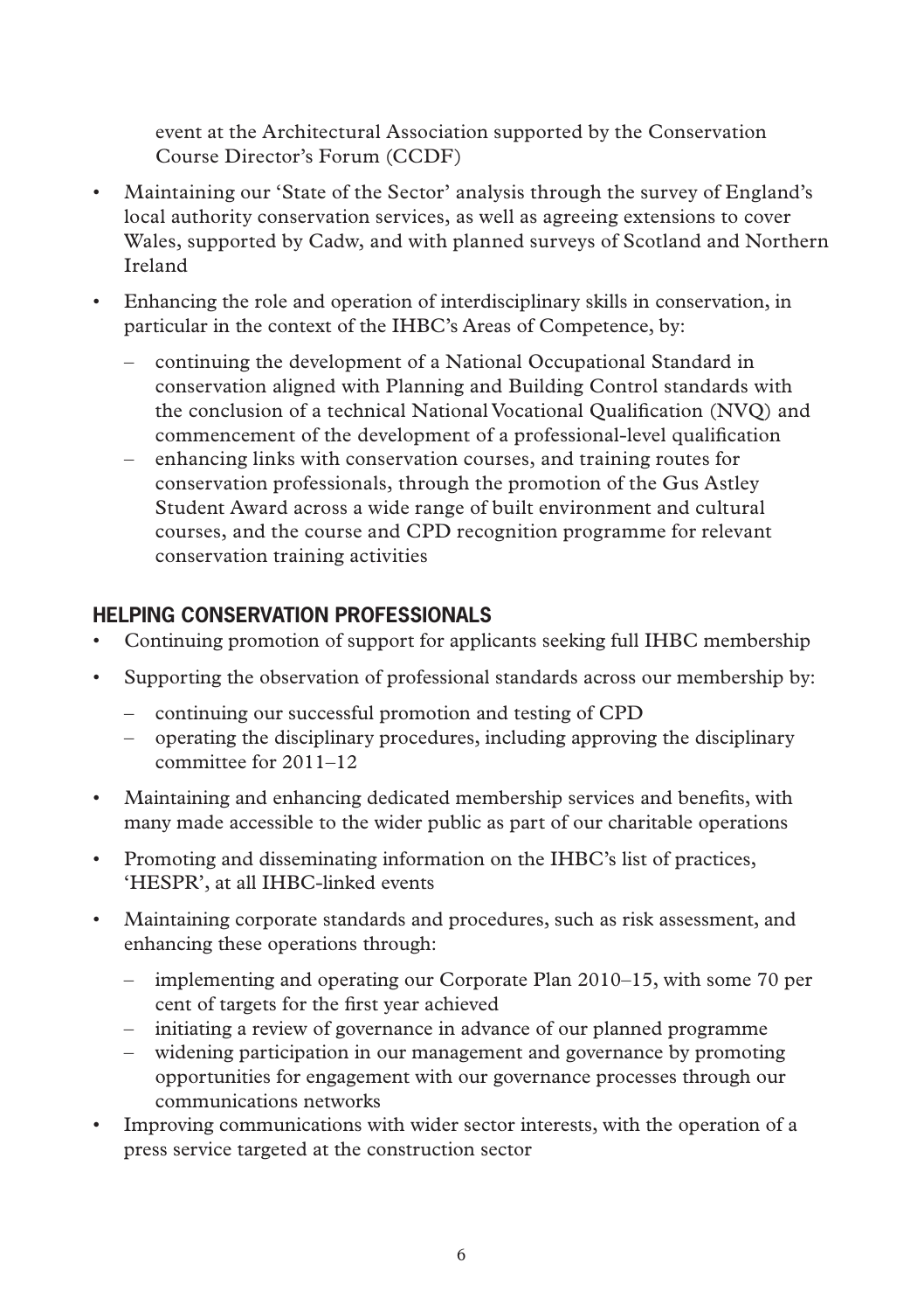event at the Architectural Association supported by the Conservation Course Director's Forum (CCDF)

- Maintaining our 'State of the Sector' analysis through the survey of England's local authority conservation services, as well as agreeing extensions to cover Wales, supported by Cadw, and with planned surveys of Scotland and Northern Ireland
- Enhancing the role and operation of interdisciplinary skills in conservation, in particular in the context of the IHBC's Areas of Competence, by:
  - continuing the development of a National Occupational Standard in conservation aligned with Planning and Building Control standards with the conclusion of a technical National Vocational Qualification (NVQ) and commencement of the development of a professional-level qualification
  - enhancing links with conservation courses, and training routes for conservation professionals, through the promotion of the Gus Astley Student Award across a wide range of built environment and cultural courses, and the course and CPD recognition programme for relevant conservation training activities

## HELPING CONSERVATION PROFESSIONALS

- Continuing promotion of support for applicants seeking full IHBC membership
- Supporting the observation of professional standards across our membership by:
  - continuing our successful promotion and testing of CPD
  - operating the disciplinary procedures, including approving the disciplinary committee for 2011–12
- Maintaining and enhancing dedicated membership services and benefits, with many made accessible to the wider public as part of our charitable operations
- Promoting and disseminating information on the IHBC's list of practices, 'HESPR', at all IHBC-linked events
- Maintaining corporate standards and procedures, such as risk assessment, and enhancing these operations through:
  - implementing and operating our Corporate Plan 2010–15, with some 70 per cent of targets for the first year achieved
  - initiating a review of governance in advance of our planned programme
  - widening participation in our management and governance by promoting opportunities for engagement with our governance processes through our communications networks
- Improving communications with wider sector interests, with the operation of a press service targeted at the construction sector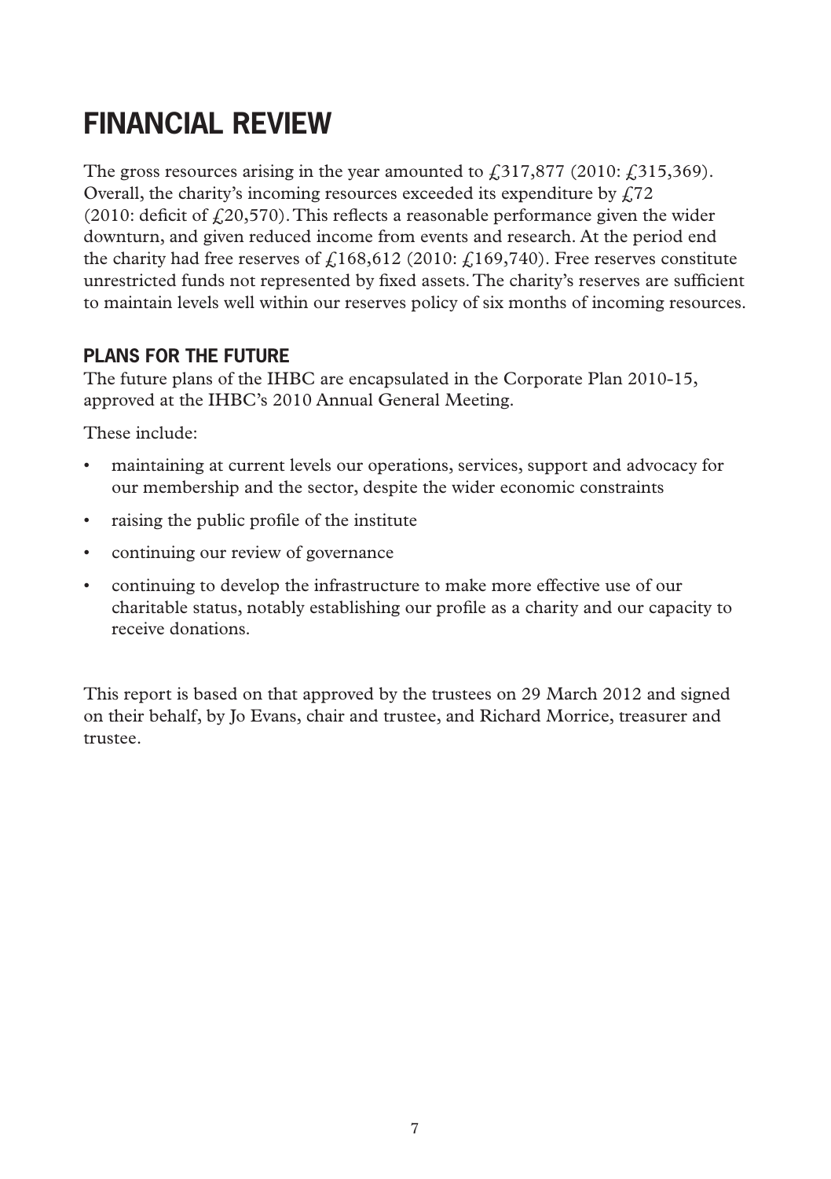# FINANCIAL REVIEW

The gross resources arising in the year amounted to £317,877 (2010: £315,369). Overall, the charity's incoming resources exceeded its expenditure by £72 (2010: deficit of £20,570). This reflects a reasonable performance given the wider downturn, and given reduced income from events and research. At the period end the charity had free reserves of £168,612 (2010: £169,740). Free reserves constitute unrestricted funds not represented by fixed assets. The charity's reserves are sufficient to maintain levels well within our reserves policy of six months of incoming resources.

## PLANS FOR THE FUTURE

The future plans of the IHBC are encapsulated in the Corporate Plan 2010-15, approved at the IHBC's 2010 Annual General Meeting.

These include:

- maintaining at current levels our operations, services, support and advocacy for our membership and the sector, despite the wider economic constraints
- raising the public profile of the institute
- continuing our review of governance
- continuing to develop the infrastructure to make more effective use of our charitable status, notably establishing our profile as a charity and our capacity to receive donations.

This report is based on that approved by the trustees on 29 March 2012 and signed on their behalf, by Jo Evans, chair and trustee, and Richard Morrice, treasurer and trustee.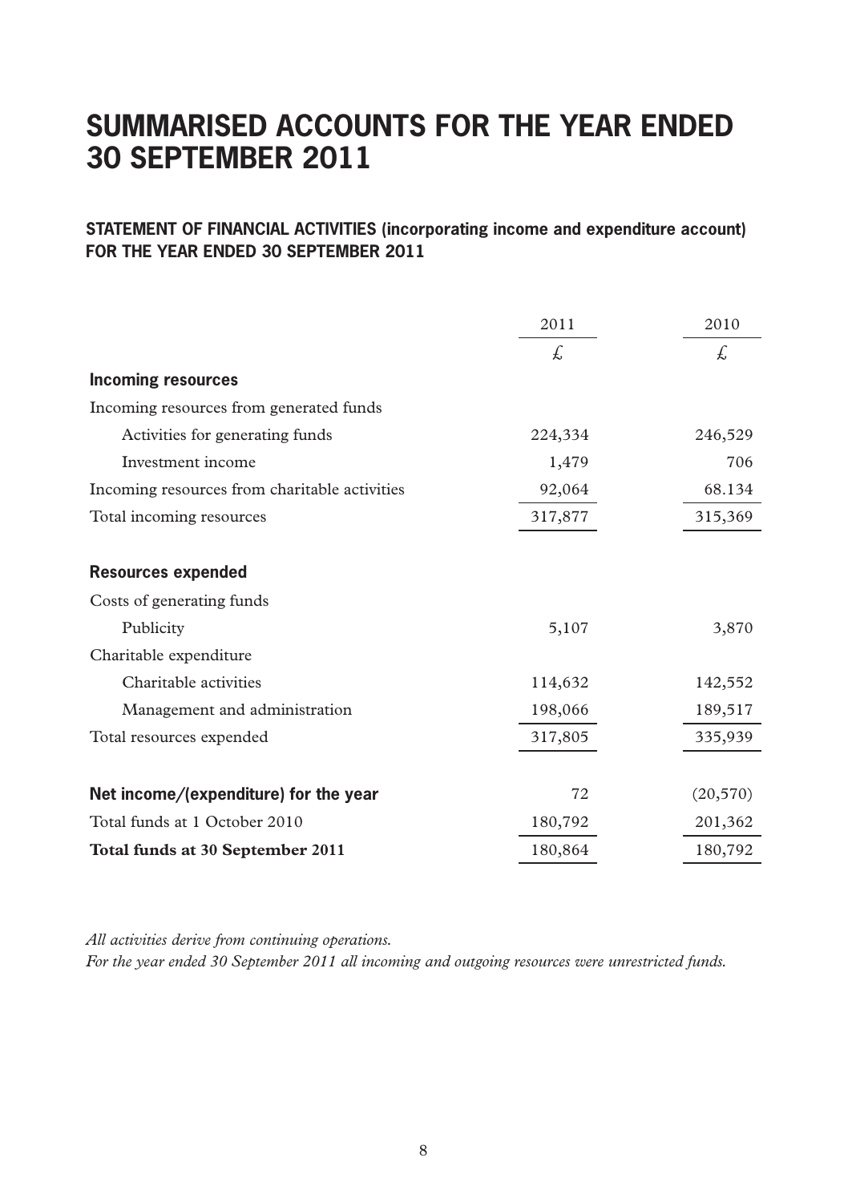# SUMMARISED ACCOUNTS FOR THE YEAR ENDED 30 SEPTEMBER 2011

## STATEMENT OF FINANCIAL ACTIVITIES (incorporating income and expenditure account) FOR THE YEAR ENDED 30 SEPTEMBER 2011

| | 2011 | 2010 |
|---|---|---|
| | £ | £ |
| **Incoming resources** | | |
| Incoming resources from generated funds | | |
| Activities for generating funds | 224,334 | 246,529 |
| Investment income | 1,479 | 706 |
| Incoming resources from charitable activities | 92,064 | 68.134 |
| Total incoming resources | 317,877 | 315,369 |
| **Resources expended** | | |
| Costs of generating funds | | |
| Publicity | 5,107 | 3,870 |
| Charitable expenditure | | |
| Charitable activities | 114,632 | 142,552 |
| Management and administration | 198,066 | 189,517 |
| Total resources expended | 317,805 | 335,939 |
| **Net income/(expenditure) for the year** | 72 | (20,570) |
| Total funds at 1 October 2010 | 180,792 | 201,362 |
| **Total funds at 30 September 2011** | 180,864 | 180,792 |

*All activities derive from continuing operations.*
*For the year ended 30 September 2011 all incoming and outgoing resources were unrestricted funds.*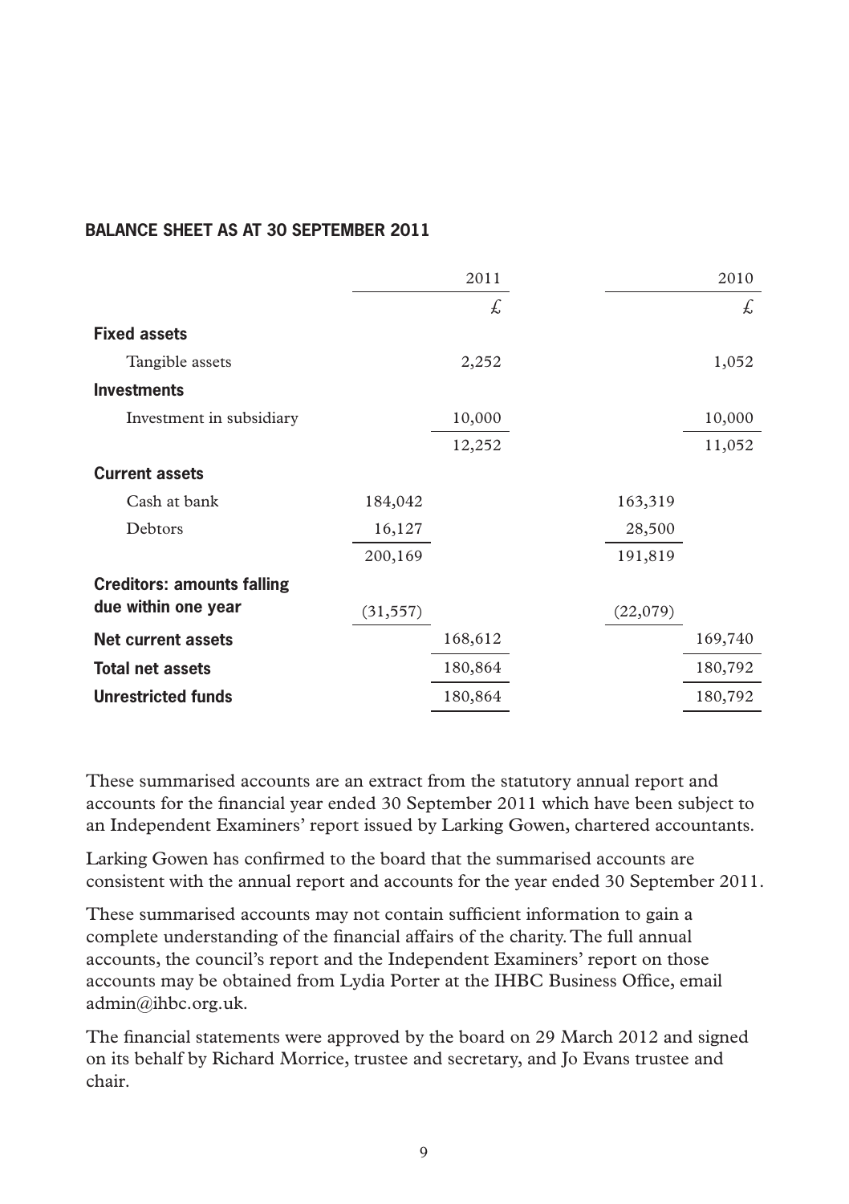## BALANCE SHEET AS AT 30 SEPTEMBER 2011

| | 2011 | 2011 | 2010 | 2010 |
|---|---|---|---|---|
| | | £ | | £ |
| **Fixed assets** | | | | |
| Tangible assets | | 2,252 | | 1,052 |
| **Investments** | | | | |
| Investment in subsidiary | | 10,000 | | 10,000 |
| | | 12,252 | | 11,052 |
| **Current assets** | | | | |
| Cash at bank | 184,042 | | 163,319 | |
| Debtors | 16,127 | | 28,500 | |
| | 200,169 | | 191,819 | |
| **Creditors: amounts falling due within one year** | (31,557) | | (22,079) | |
| **Net current assets** | | 168,612 | | 169,740 |
| **Total net assets** | | 180,864 | | 180,792 |
| **Unrestricted funds** | | 180,864 | | 180,792 |

These summarised accounts are an extract from the statutory annual report and accounts for the financial year ended 30 September 2011 which have been subject to an Independent Examiners' report issued by Larking Gowen, chartered accountants.

Larking Gowen has confirmed to the board that the summarised accounts are consistent with the annual report and accounts for the year ended 30 September 2011.

These summarised accounts may not contain sufficient information to gain a complete understanding of the financial affairs of the charity. The full annual accounts, the council's report and the Independent Examiners' report on those accounts may be obtained from Lydia Porter at the IHBC Business Office, email admin@ihbc.org.uk.

The financial statements were approved by the board on 29 March 2012 and signed on its behalf by Richard Morrice, trustee and secretary, and Jo Evans trustee and chair.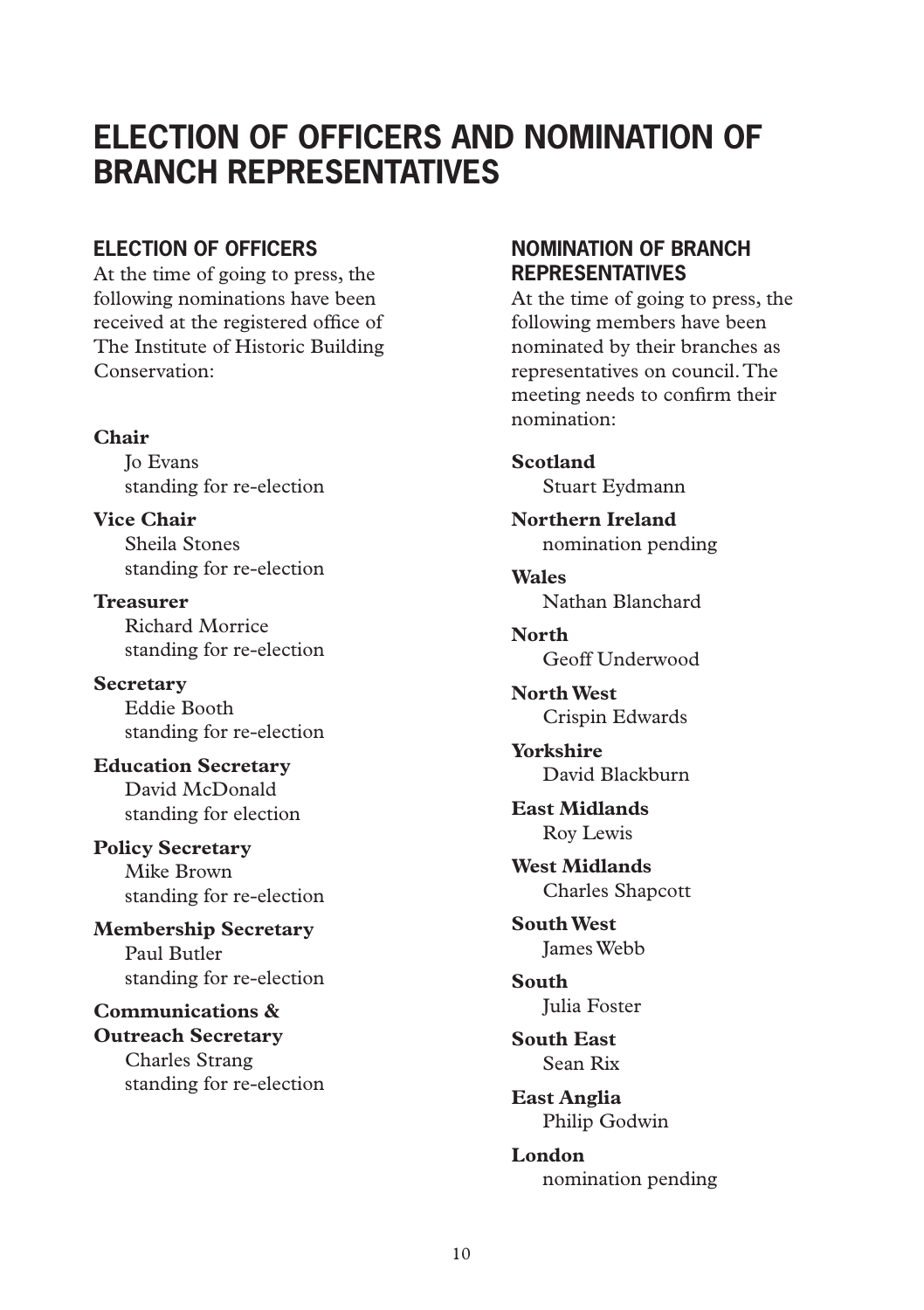# ELECTION OF OFFICERS AND NOMINATION OF BRANCH REPRESENTATIVES

## ELECTION OF OFFICERS

At the time of going to press, the following nominations have been received at the registered office of The Institute of Historic Building Conservation:

**Chair**
Jo Evans
standing for re-election

**Vice Chair**
Sheila Stones
standing for re-election

**Treasurer**
Richard Morrice
standing for re-election

**Secretary**
Eddie Booth
standing for re-election

**Education Secretary**
David McDonald
standing for election

**Policy Secretary**
Mike Brown
standing for re-election

**Membership Secretary**
Paul Butler
standing for re-election

**Communications & Outreach Secretary**
Charles Strang
standing for re-election

## NOMINATION OF BRANCH REPRESENTATIVES

At the time of going to press, the following members have been nominated by their branches as representatives on council. The meeting needs to confirm their nomination:

**Scotland**
Stuart Eydmann

**Northern Ireland**
nomination pending

**Wales**
Nathan Blanchard

**North**
Geoff Underwood

**North West**
Crispin Edwards

**Yorkshire**
David Blackburn

**East Midlands**
Roy Lewis

**West Midlands**
Charles Shapcott

**South West**
James Webb

**South**
Julia Foster

**South East**
Sean Rix

**East Anglia**
Philip Godwin

**London**
nomination pending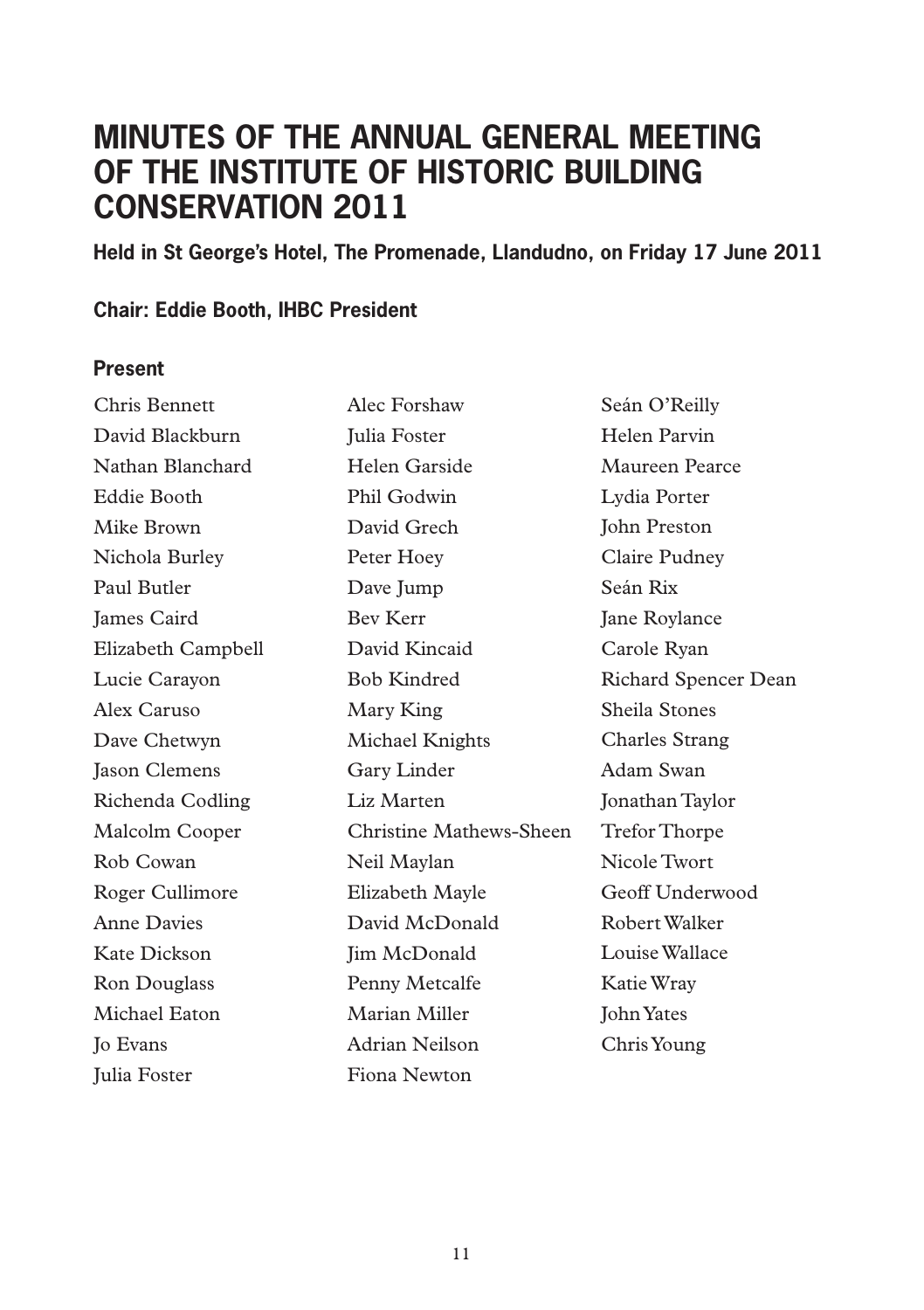# MINUTES OF THE ANNUAL GENERAL MEETING OF THE INSTITUTE OF HISTORIC BUILDING CONSERVATION 2011

**Held in St George's Hotel, The Promenade, Llandudno, on Friday 17 June 2011**

**Chair: Eddie Booth, IHBC President**

## Present

Chris Bennett
David Blackburn
Nathan Blanchard
Eddie Booth
Mike Brown
Nichola Burley
Paul Butler
James Caird
Elizabeth Campbell
Lucie Carayon
Alex Caruso
Dave Chetwyn
Jason Clemens
Richenda Codling
Malcolm Cooper
Rob Cowan
Roger Cullimore
Anne Davies
Kate Dickson
Ron Douglass
Michael Eaton
Jo Evans
Julia Foster
Alec Forshaw
Julia Foster
Helen Garside
Phil Godwin
David Grech
Peter Hoey
Dave Jump
Bev Kerr
David Kincaid
Bob Kindred
Mary King
Michael Knights
Gary Linder
Liz Marten
Christine Mathews-Sheen
Neil Maylan
Elizabeth Mayle
David McDonald
Jim McDonald
Penny Metcalfe
Marian Miller
Adrian Neilson
Fiona Newton
Seán O'Reilly
Helen Parvin
Maureen Pearce
Lydia Porter
John Preston
Claire Pudney
Seán Rix
Jane Roylance
Carole Ryan
Richard Spencer Dean
Sheila Stones
Charles Strang
Adam Swan
Jonathan Taylor
Trefor Thorpe
Nicole Twort
Geoff Underwood
Robert Walker
Louise Wallace
Katie Wray
John Yates
Chris Young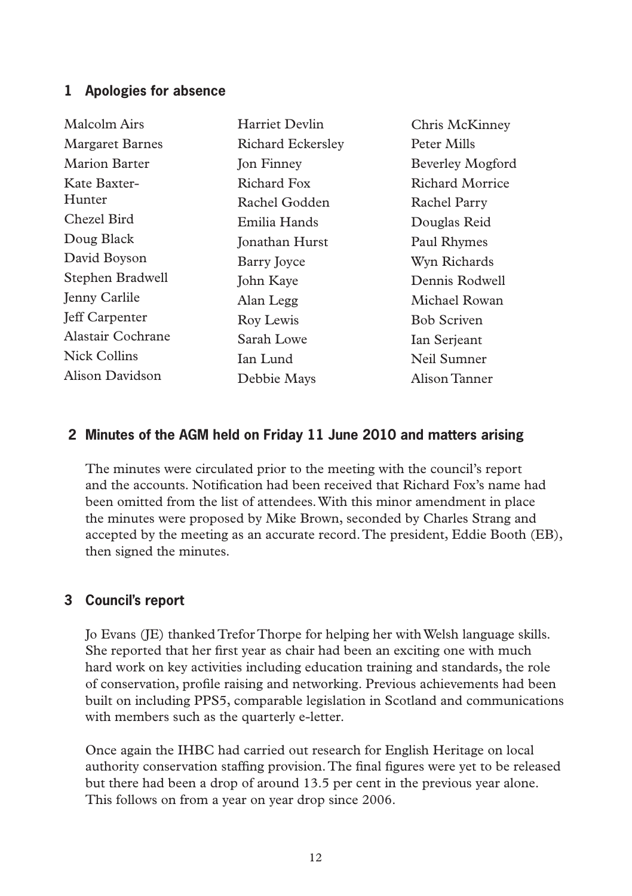## 1 Apologies for absence

Malcolm Airs
Margaret Barnes
Marion Barter
Kate Baxter-Hunter
Chezel Bird
Doug Black
David Boyson
Stephen Bradwell
Jenny Carlile
Jeff Carpenter
Alastair Cochrane
Nick Collins
Alison Davidson
Harriet Devlin
Richard Eckersley
Jon Finney
Richard Fox
Rachel Godden
Emilia Hands
Jonathan Hurst
Barry Joyce
John Kaye
Alan Legg
Roy Lewis
Sarah Lowe
Ian Lund
Debbie Mays
Chris McKinney
Peter Mills
Beverley Mogford
Richard Morrice
Rachel Parry
Douglas Reid
Paul Rhymes
Wyn Richards
Dennis Rodwell
Michael Rowan
Bob Scriven
Ian Serjeant
Neil Sumner
Alison Tanner

## 2 Minutes of the AGM held on Friday 11 June 2010 and matters arising

The minutes were circulated prior to the meeting with the council's report and the accounts. Notification had been received that Richard Fox's name had been omitted from the list of attendees. With this minor amendment in place the minutes were proposed by Mike Brown, seconded by Charles Strang and accepted by the meeting as an accurate record. The president, Eddie Booth (EB), then signed the minutes.

## 3 Council's report

Jo Evans (JE) thanked Trefor Thorpe for helping her with Welsh language skills. She reported that her first year as chair had been an exciting one with much hard work on key activities including education training and standards, the role of conservation, profile raising and networking. Previous achievements had been built on including PPS5, comparable legislation in Scotland and communications with members such as the quarterly e-letter.

Once again the IHBC had carried out research for English Heritage on local authority conservation staffing provision. The final figures were yet to be released but there had been a drop of around 13.5 per cent in the previous year alone. This follows on from a year on year drop since 2006.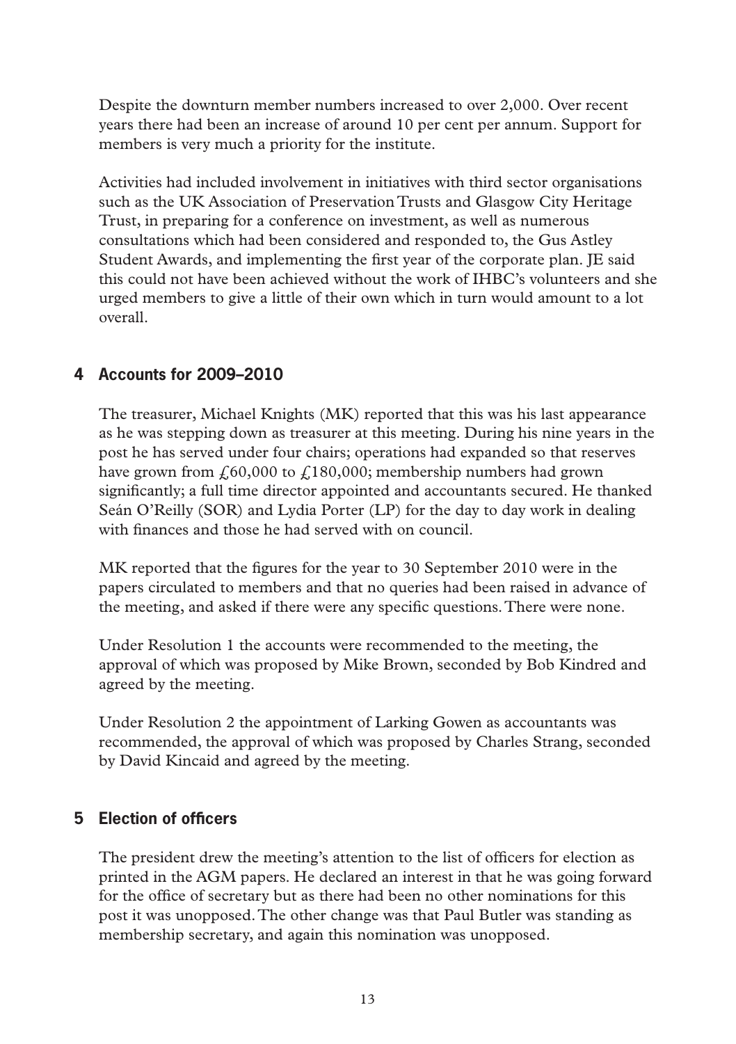Despite the downturn member numbers increased to over 2,000. Over recent years there had been an increase of around 10 per cent per annum. Support for members is very much a priority for the institute.

Activities had included involvement in initiatives with third sector organisations such as the UK Association of Preservation Trusts and Glasgow City Heritage Trust, in preparing for a conference on investment, as well as numerous consultations which had been considered and responded to, the Gus Astley Student Awards, and implementing the first year of the corporate plan. JE said this could not have been achieved without the work of IHBC's volunteers and she urged members to give a little of their own which in turn would amount to a lot overall.

## 4 Accounts for 2009–2010

The treasurer, Michael Knights (MK) reported that this was his last appearance as he was stepping down as treasurer at this meeting. During his nine years in the post he has served under four chairs; operations had expanded so that reserves have grown from £60,000 to £180,000; membership numbers had grown significantly; a full time director appointed and accountants secured. He thanked Seán O'Reilly (SOR) and Lydia Porter (LP) for the day to day work in dealing with finances and those he had served with on council.

MK reported that the figures for the year to 30 September 2010 were in the papers circulated to members and that no queries had been raised in advance of the meeting, and asked if there were any specific questions. There were none.

Under Resolution 1 the accounts were recommended to the meeting, the approval of which was proposed by Mike Brown, seconded by Bob Kindred and agreed by the meeting.

Under Resolution 2 the appointment of Larking Gowen as accountants was recommended, the approval of which was proposed by Charles Strang, seconded by David Kincaid and agreed by the meeting.

## 5 Election of officers

The president drew the meeting's attention to the list of officers for election as printed in the AGM papers. He declared an interest in that he was going forward for the office of secretary but as there had been no other nominations for this post it was unopposed. The other change was that Paul Butler was standing as membership secretary, and again this nomination was unopposed.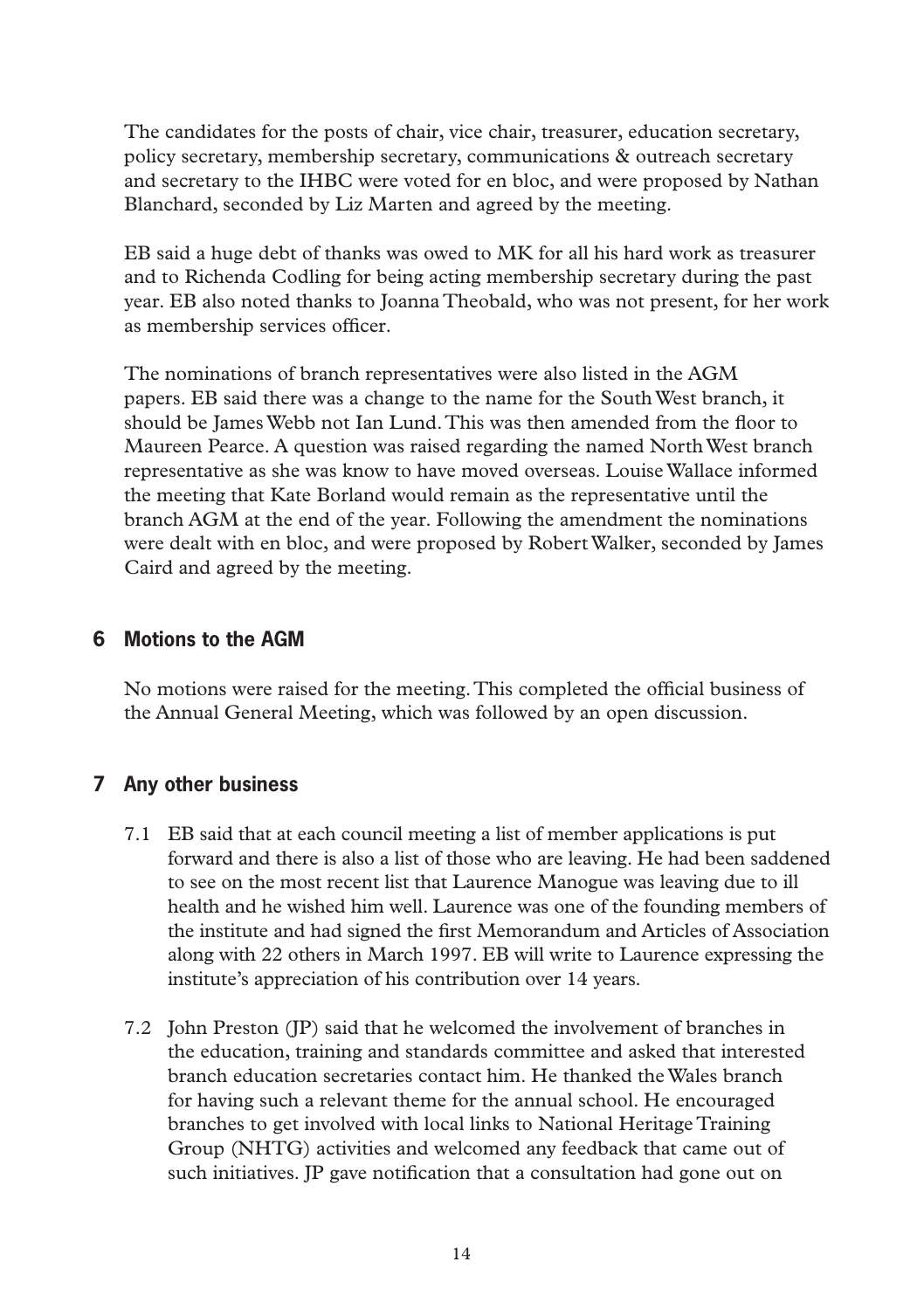The candidates for the posts of chair, vice chair, treasurer, education secretary, policy secretary, membership secretary, communications & outreach secretary and secretary to the IHBC were voted for en bloc, and were proposed by Nathan Blanchard, seconded by Liz Marten and agreed by the meeting.

EB said a huge debt of thanks was owed to MK for all his hard work as treasurer and to Richenda Codling for being acting membership secretary during the past year. EB also noted thanks to Joanna Theobald, who was not present, for her work as membership services officer.

The nominations of branch representatives were also listed in the AGM papers. EB said there was a change to the name for the South West branch, it should be James Webb not Ian Lund. This was then amended from the floor to Maureen Pearce. A question was raised regarding the named North West branch representative as she was know to have moved overseas. Louise Wallace informed the meeting that Kate Borland would remain as the representative until the branch AGM at the end of the year. Following the amendment the nominations were dealt with en bloc, and were proposed by Robert Walker, seconded by James Caird and agreed by the meeting.

## 6 Motions to the AGM

No motions were raised for the meeting. This completed the official business of the Annual General Meeting, which was followed by an open discussion.

## 7 Any other business

7.1 EB said that at each council meeting a list of member applications is put forward and there is also a list of those who are leaving. He had been saddened to see on the most recent list that Laurence Manogue was leaving due to ill health and he wished him well. Laurence was one of the founding members of the institute and had signed the first Memorandum and Articles of Association along with 22 others in March 1997. EB will write to Laurence expressing the institute's appreciation of his contribution over 14 years.

7.2 John Preston (JP) said that he welcomed the involvement of branches in the education, training and standards committee and asked that interested branch education secretaries contact him. He thanked the Wales branch for having such a relevant theme for the annual school. He encouraged branches to get involved with local links to National Heritage Training Group (NHTG) activities and welcomed any feedback that came out of such initiatives. JP gave notification that a consultation had gone out on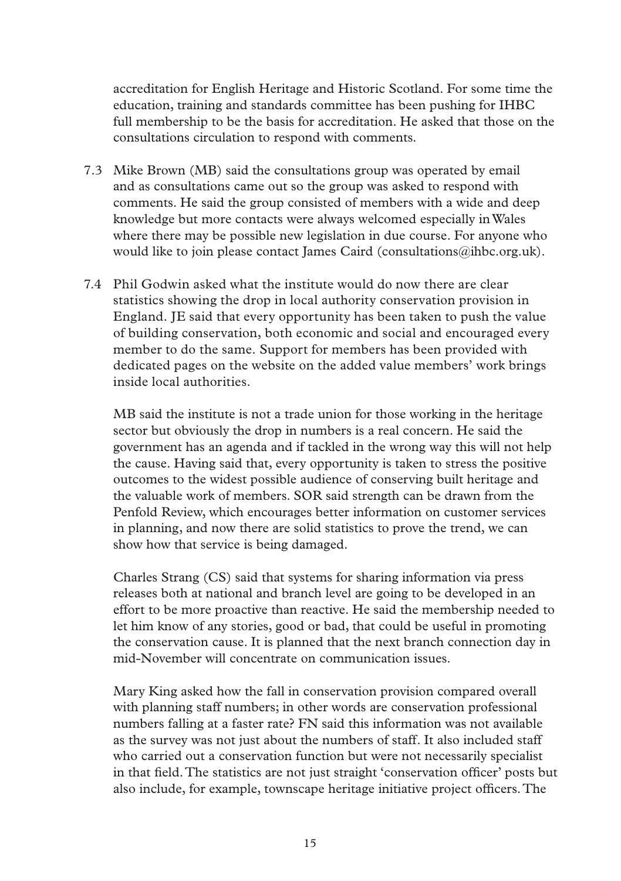accreditation for English Heritage and Historic Scotland. For some time the education, training and standards committee has been pushing for IHBC full membership to be the basis for accreditation. He asked that those on the consultations circulation to respond with comments.

7.3 Mike Brown (MB) said the consultations group was operated by email and as consultations came out so the group was asked to respond with comments. He said the group consisted of members with a wide and deep knowledge but more contacts were always welcomed especially in Wales where there may be possible new legislation in due course. For anyone who would like to join please contact James Caird (consultations@ihbc.org.uk).

7.4 Phil Godwin asked what the institute would do now there are clear statistics showing the drop in local authority conservation provision in England. JE said that every opportunity has been taken to push the value of building conservation, both economic and social and encouraged every member to do the same. Support for members has been provided with dedicated pages on the website on the added value members' work brings inside local authorities.

MB said the institute is not a trade union for those working in the heritage sector but obviously the drop in numbers is a real concern. He said the government has an agenda and if tackled in the wrong way this will not help the cause. Having said that, every opportunity is taken to stress the positive outcomes to the widest possible audience of conserving built heritage and the valuable work of members. SOR said strength can be drawn from the Penfold Review, which encourages better information on customer services in planning, and now there are solid statistics to prove the trend, we can show how that service is being damaged.

Charles Strang (CS) said that systems for sharing information via press releases both at national and branch level are going to be developed in an effort to be more proactive than reactive. He said the membership needed to let him know of any stories, good or bad, that could be useful in promoting the conservation cause. It is planned that the next branch connection day in mid-November will concentrate on communication issues.

Mary King asked how the fall in conservation provision compared overall with planning staff numbers; in other words are conservation professional numbers falling at a faster rate? FN said this information was not available as the survey was not just about the numbers of staff. It also included staff who carried out a conservation function but were not necessarily specialist in that field. The statistics are not just straight 'conservation officer' posts but also include, for example, townscape heritage initiative project officers. The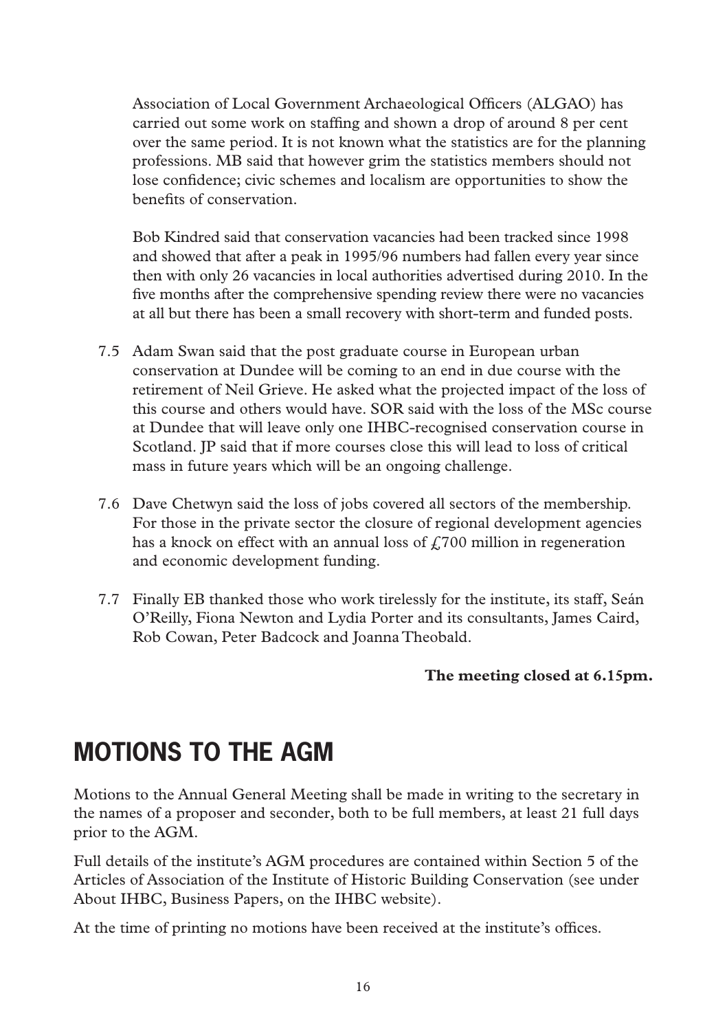Association of Local Government Archaeological Officers (ALGAO) has carried out some work on staffing and shown a drop of around 8 per cent over the same period. It is not known what the statistics are for the planning professions. MB said that however grim the statistics members should not lose confidence; civic schemes and localism are opportunities to show the benefits of conservation.

Bob Kindred said that conservation vacancies had been tracked since 1998 and showed that after a peak in 1995/96 numbers had fallen every year since then with only 26 vacancies in local authorities advertised during 2010. In the five months after the comprehensive spending review there were no vacancies at all but there has been a small recovery with short-term and funded posts.

7.5 Adam Swan said that the post graduate course in European urban conservation at Dundee will be coming to an end in due course with the retirement of Neil Grieve. He asked what the projected impact of the loss of this course and others would have. SOR said with the loss of the MSc course at Dundee that will leave only one IHBC-recognised conservation course in Scotland. JP said that if more courses close this will lead to loss of critical mass in future years which will be an ongoing challenge.

7.6 Dave Chetwyn said the loss of jobs covered all sectors of the membership. For those in the private sector the closure of regional development agencies has a knock on effect with an annual loss of £700 million in regeneration and economic development funding.

7.7 Finally EB thanked those who work tirelessly for the institute, its staff, Seán O'Reilly, Fiona Newton and Lydia Porter and its consultants, James Caird, Rob Cowan, Peter Badcock and Joanna Theobald.

**The meeting closed at 6.15pm.**

# MOTIONS TO THE AGM

Motions to the Annual General Meeting shall be made in writing to the secretary in the names of a proposer and seconder, both to be full members, at least 21 full days prior to the AGM.

Full details of the institute's AGM procedures are contained within Section 5 of the Articles of Association of the Institute of Historic Building Conservation (see under About IHBC, Business Papers, on the IHBC website).

At the time of printing no motions have been received at the institute's offices.